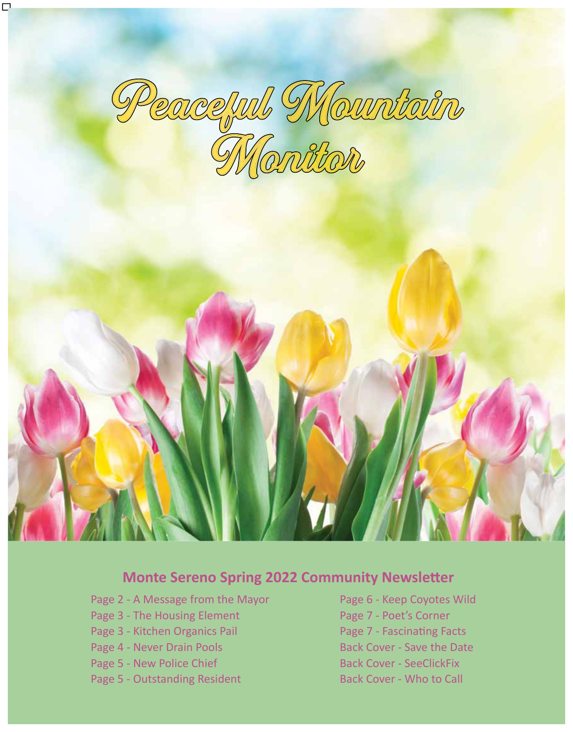# Peaceful Mountain Monitor

## Monte Sereno Spring 2022 Community Newsletter

- Page 2 - A Message from the Mayor
- Page 3 - The Housing Element
- Page 3 - Kitchen Organics Pail
- Page 4 - Never Drain Pools
- Page 5 - New Police Chief
- Page 5 - Outstanding Resident
- Page 6 - Keep Coyotes Wild
- Page 7 - Poet's Corner
- Page 7 - Fascinating Facts
- Back Cover - Save the Date
- Back Cover - SeeClickFix
- Back Cover - Who to Call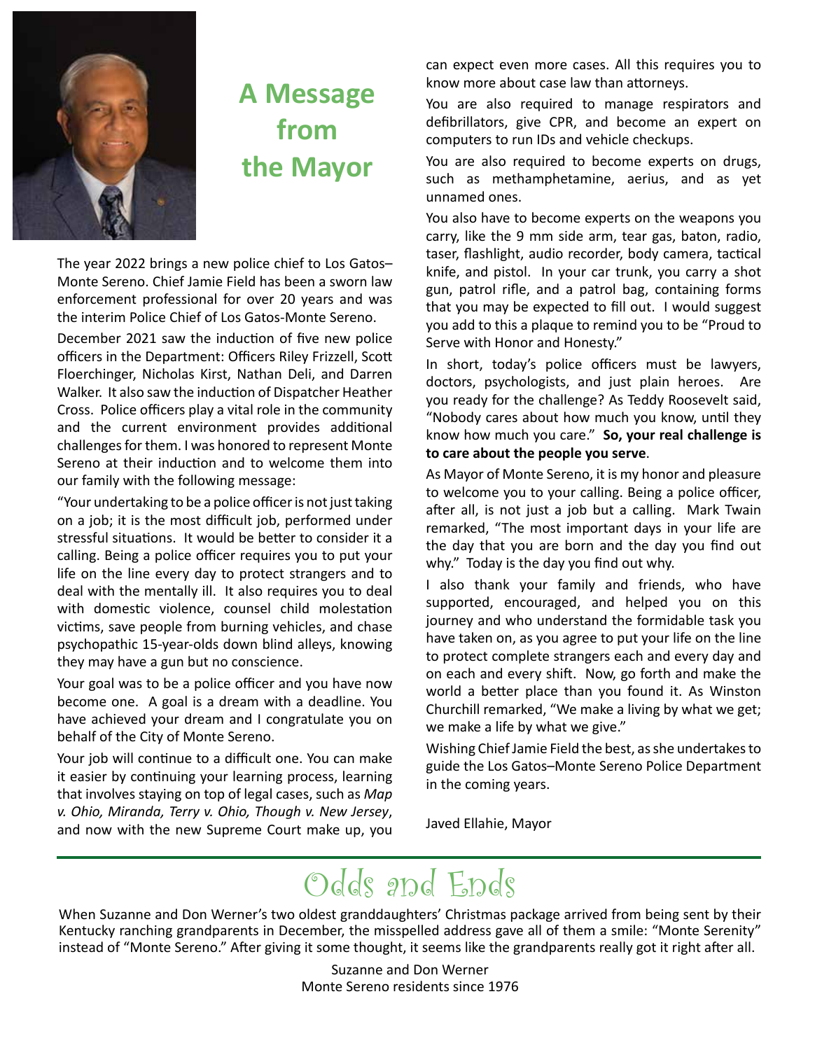# A Message from the Mayor

The year 2022 brings a new police chief to Los Gatos–Monte Sereno. Chief Jamie Field has been a sworn law enforcement professional for over 20 years and was the interim Police Chief of Los Gatos-Monte Sereno.

December 2021 saw the induction of five new police officers in the Department: Officers Riley Frizzell, Scott Floerchinger, Nicholas Kirst, Nathan Deli, and Darren Walker. It also saw the induction of Dispatcher Heather Cross. Police officers play a vital role in the community and the current environment provides additional challenges for them. I was honored to represent Monte Sereno at their induction and to welcome them into our family with the following message:

"Your undertaking to be a police officer is not just taking on a job; it is the most difficult job, performed under stressful situations. It would be better to consider it a calling. Being a police officer requires you to put your life on the line every day to protect strangers and to deal with the mentally ill. It also requires you to deal with domestic violence, counsel child molestation victims, save people from burning vehicles, and chase psychopathic 15-year-olds down blind alleys, knowing they may have a gun but no conscience.

Your goal was to be a police officer and you have now become one. A goal is a dream with a deadline. You have achieved your dream and I congratulate you on behalf of the City of Monte Sereno.

Your job will continue to a difficult one. You can make it easier by continuing your learning process, learning that involves staying on top of legal cases, such as *Map v. Ohio, Miranda, Terry v. Ohio, Though v. New Jersey*, and now with the new Supreme Court make up, you can expect even more cases. All this requires you to know more about case law than attorneys.

You are also required to manage respirators and defibrillators, give CPR, and become an expert on computers to run IDs and vehicle checkups.

You are also required to become experts on drugs, such as methamphetamine, aerius, and as yet unnamed ones.

You also have to become experts on the weapons you carry, like the 9 mm side arm, tear gas, baton, radio, taser, flashlight, audio recorder, body camera, tactical knife, and pistol. In your car trunk, you carry a shot gun, patrol rifle, and a patrol bag, containing forms that you may be expected to fill out. I would suggest you add to this a plaque to remind you to be "Proud to Serve with Honor and Honesty."

In short, today's police officers must be lawyers, doctors, psychologists, and just plain heroes. Are you ready for the challenge? As Teddy Roosevelt said, "Nobody cares about how much you know, until they know how much you care." **So, your real challenge is to care about the people you serve**.

As Mayor of Monte Sereno, it is my honor and pleasure to welcome you to your calling. Being a police officer, after all, is not just a job but a calling. Mark Twain remarked, "The most important days in your life are the day that you are born and the day you find out why." Today is the day you find out why.

I also thank your family and friends, who have supported, encouraged, and helped you on this journey and who understand the formidable task you have taken on, as you agree to put your life on the line to protect complete strangers each and every day and on each and every shift. Now, go forth and make the world a better place than you found it. As Winston Churchill remarked, "We make a living by what we get; we make a life by what we give."

Wishing Chief Jamie Field the best, as she undertakes to guide the Los Gatos–Monte Sereno Police Department in the coming years.

Javed Ellahie, Mayor

# Odds and Ends

When Suzanne and Don Werner's two oldest granddaughters' Christmas package arrived from being sent by their Kentucky ranching grandparents in December, the misspelled address gave all of them a smile: "Monte Serenity" instead of "Monte Sereno." After giving it some thought, it seems like the grandparents really got it right after all.

Suzanne and Don Werner
Monte Sereno residents since 1976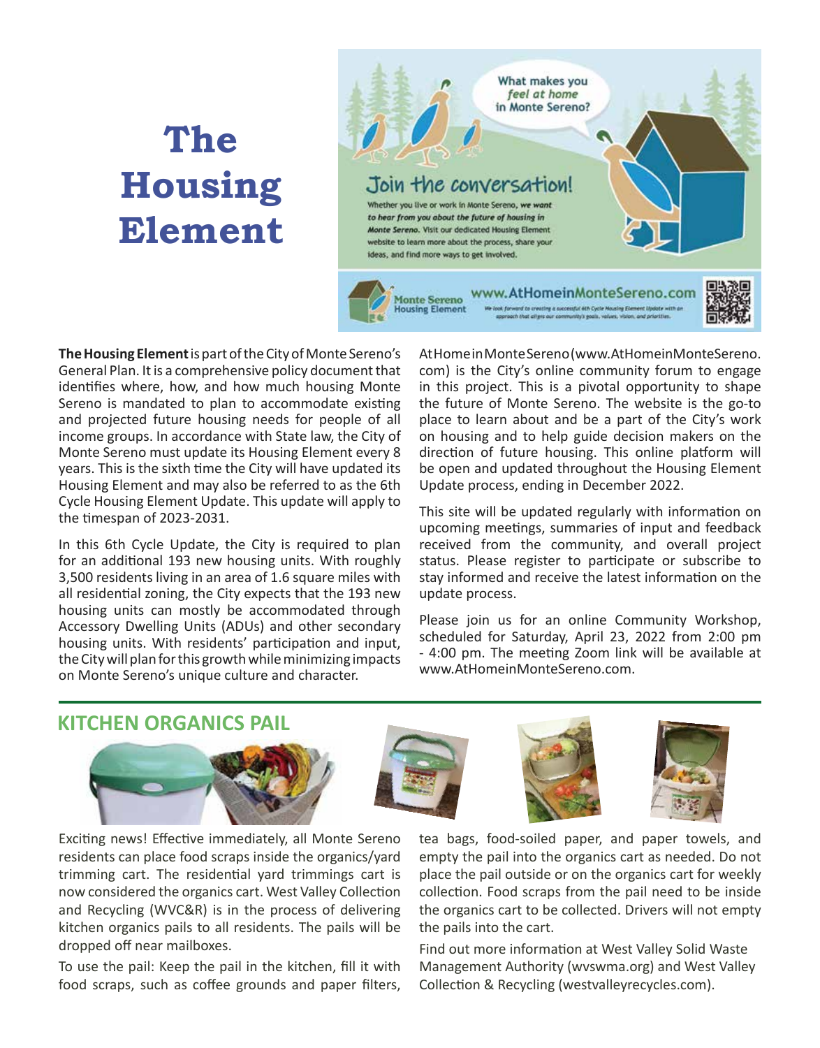# The Housing Element

What makes you *feel at home* in Monte Sereno?

## Join the conversation!

Whether you live or work in Monte Sereno, ***we want to hear from you about the future of housing in Monte Sereno.*** Visit our dedicated Housing Element website to learn more about the process, share your ideas, and find more ways to get involved.

Monte Sereno Housing Element

www.AtHomeinMonteSereno.com

*We look forward to creating a successful 6th Cycle Housing Element Update with an approach that aligns our community's goals, values, vision, and priorities.*

**The Housing Element** is part of the City of Monte Sereno's General Plan. It is a comprehensive policy document that identifies where, how, and how much housing Monte Sereno is mandated to plan to accommodate existing and projected future housing needs for people of all income groups. In accordance with State law, the City of Monte Sereno must update its Housing Element every 8 years. This is the sixth time the City will have updated its Housing Element and may also be referred to as the 6th Cycle Housing Element Update. This update will apply to the timespan of 2023-2031.

In this 6th Cycle Update, the City is required to plan for an additional 193 new housing units. With roughly 3,500 residents living in an area of 1.6 square miles with all residential zoning, the City expects that the 193 new housing units can mostly be accommodated through Accessory Dwelling Units (ADUs) and other secondary housing units. With residents' participation and input, the City will plan for this growth while minimizing impacts on Monte Sereno's unique culture and character.

AtHomeinMonteSereno (www.AtHomeinMonteSereno.com) is the City's online community forum to engage in this project. This is a pivotal opportunity to shape the future of Monte Sereno. The website is the go-to place to learn about and be a part of the City's work on housing and to help guide decision makers on the direction of future housing. This online platform will be open and updated throughout the Housing Element Update process, ending in December 2022.

This site will be updated regularly with information on upcoming meetings, summaries of input and feedback received from the community, and overall project status. Please register to participate or subscribe to stay informed and receive the latest information on the update process.

Please join us for an online Community Workshop, scheduled for Saturday, April 23, 2022 from 2:00 pm - 4:00 pm. The meeting Zoom link will be available at www.AtHomeinMonteSereno.com.

## KITCHEN ORGANICS PAIL

Exciting news! Effective immediately, all Monte Sereno residents can place food scraps inside the organics/yard trimming cart. The residential yard trimmings cart is now considered the organics cart. West Valley Collection and Recycling (WVC&R) is in the process of delivering kitchen organics pails to all residents. The pails will be dropped off near mailboxes.

To use the pail: Keep the pail in the kitchen, fill it with food scraps, such as coffee grounds and paper filters, tea bags, food-soiled paper, and paper towels, and empty the pail into the organics cart as needed. Do not place the pail outside or on the organics cart for weekly collection. Food scraps from the pail need to be inside the organics cart to be collected. Drivers will not empty the pails into the cart.

Find out more information at West Valley Solid Waste Management Authority (wvswma.org) and West Valley Collection & Recycling (westvalleyrecycles.com).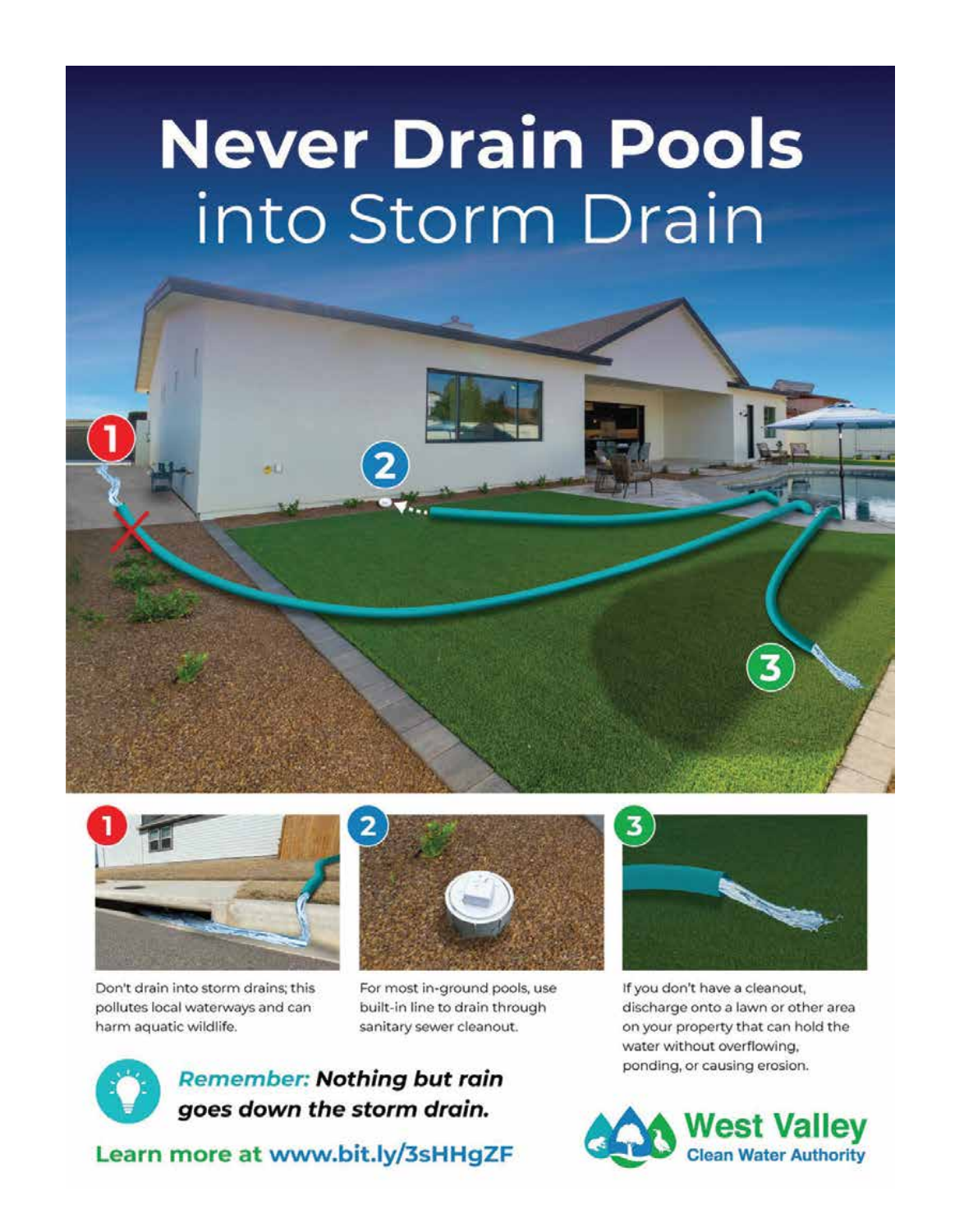# **Never Drain Pools** into Storm Drain

1. Don't drain into storm drains; this pollutes local waterways and can harm aquatic wildlife.

2. For most in-ground pools, use built-in line to drain through sanitary sewer cleanout.

3. If you don't have a cleanout, discharge onto a lawn or other area on your property that can hold the water without overflowing, ponding, or causing erosion.

***Remember:* Nothing but rain goes down the storm drain.**

**Learn more at www.bit.ly/3sHHgZF**

**West Valley Clean Water Authority**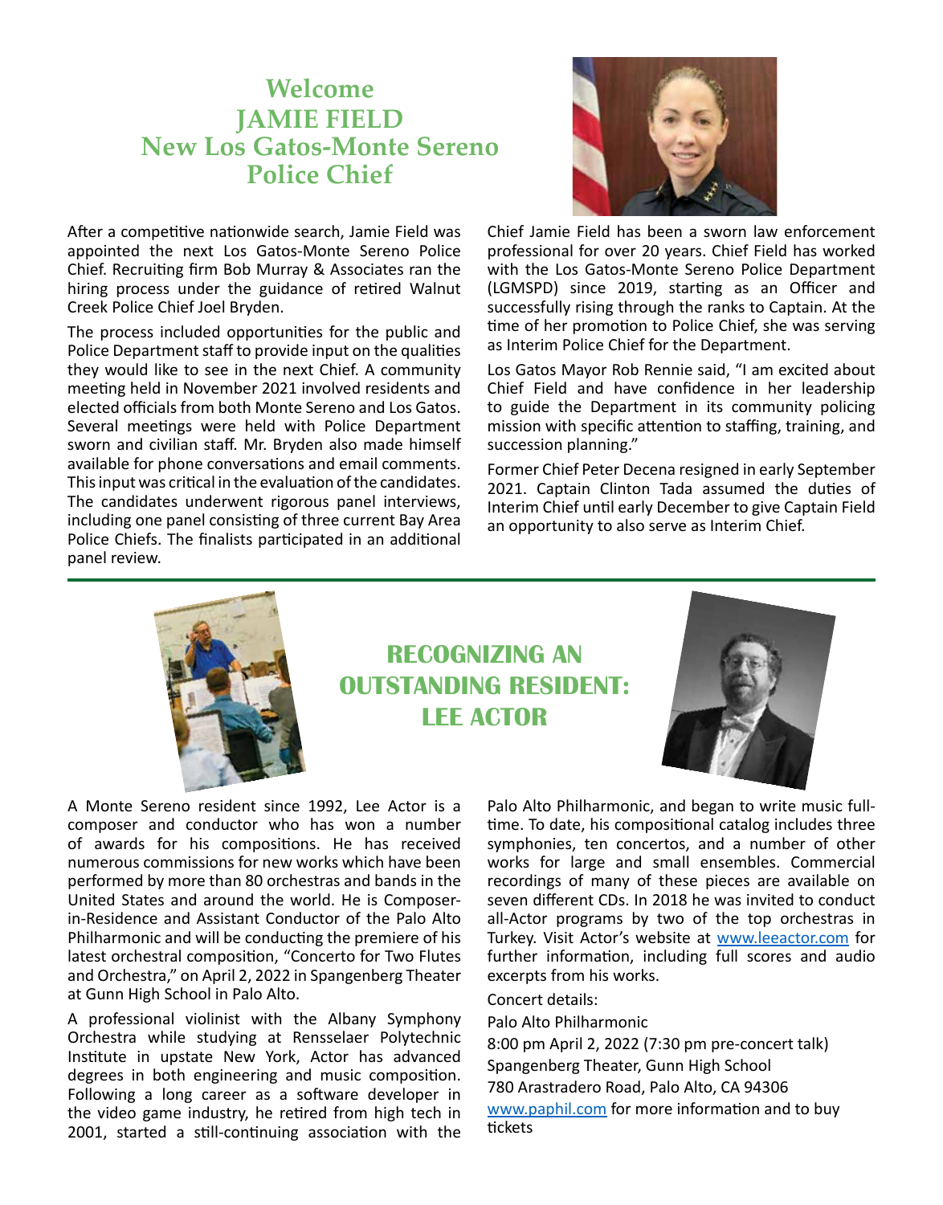# Welcome JAMIE FIELD New Los Gatos-Monte Sereno Police Chief

After a competitive nationwide search, Jamie Field was appointed the next Los Gatos-Monte Sereno Police Chief. Recruiting firm Bob Murray & Associates ran the hiring process under the guidance of retired Walnut Creek Police Chief Joel Bryden.

The process included opportunities for the public and Police Department staff to provide input on the qualities they would like to see in the next Chief. A community meeting held in November 2021 involved residents and elected officials from both Monte Sereno and Los Gatos. Several meetings were held with Police Department sworn and civilian staff. Mr. Bryden also made himself available for phone conversations and email comments. This input was critical in the evaluation of the candidates. The candidates underwent rigorous panel interviews, including one panel consisting of three current Bay Area Police Chiefs. The finalists participated in an additional panel review.

Chief Jamie Field has been a sworn law enforcement professional for over 20 years. Chief Field has worked with the Los Gatos-Monte Sereno Police Department (LGMSPD) since 2019, starting as an Officer and successfully rising through the ranks to Captain. At the time of her promotion to Police Chief, she was serving as Interim Police Chief for the Department.

Los Gatos Mayor Rob Rennie said, "I am excited about Chief Field and have confidence in her leadership to guide the Department in its community policing mission with specific attention to staffing, training, and succession planning."

Former Chief Peter Decena resigned in early September 2021. Captain Clinton Tada assumed the duties of Interim Chief until early December to give Captain Field an opportunity to also serve as Interim Chief.

# RECOGNIZING AN OUTSTANDING RESIDENT: LEE ACTOR

A Monte Sereno resident since 1992, Lee Actor is a composer and conductor who has won a number of awards for his compositions. He has received numerous commissions for new works which have been performed by more than 80 orchestras and bands in the United States and around the world. He is Composer-in-Residence and Assistant Conductor of the Palo Alto Philharmonic and will be conducting the premiere of his latest orchestral composition, "Concerto for Two Flutes and Orchestra," on April 2, 2022 in Spangenberg Theater at Gunn High School in Palo Alto.

A professional violinist with the Albany Symphony Orchestra while studying at Rensselaer Polytechnic Institute in upstate New York, Actor has advanced degrees in both engineering and music composition. Following a long career as a software developer in the video game industry, he retired from high tech in 2001, started a still-continuing association with the Palo Alto Philharmonic, and began to write music full-time. To date, his compositional catalog includes three symphonies, ten concertos, and a number of other works for large and small ensembles. Commercial recordings of many of these pieces are available on seven different CDs. In 2018 he was invited to conduct all-Actor programs by two of the top orchestras in Turkey. Visit Actor's website at www.leeactor.com for further information, including full scores and audio excerpts from his works.

Concert details:

Palo Alto Philharmonic

8:00 pm April 2, 2022 (7:30 pm pre-concert talk)

Spangenberg Theater, Gunn High School

780 Arastradero Road, Palo Alto, CA 94306

www.paphil.com for more information and to buy tickets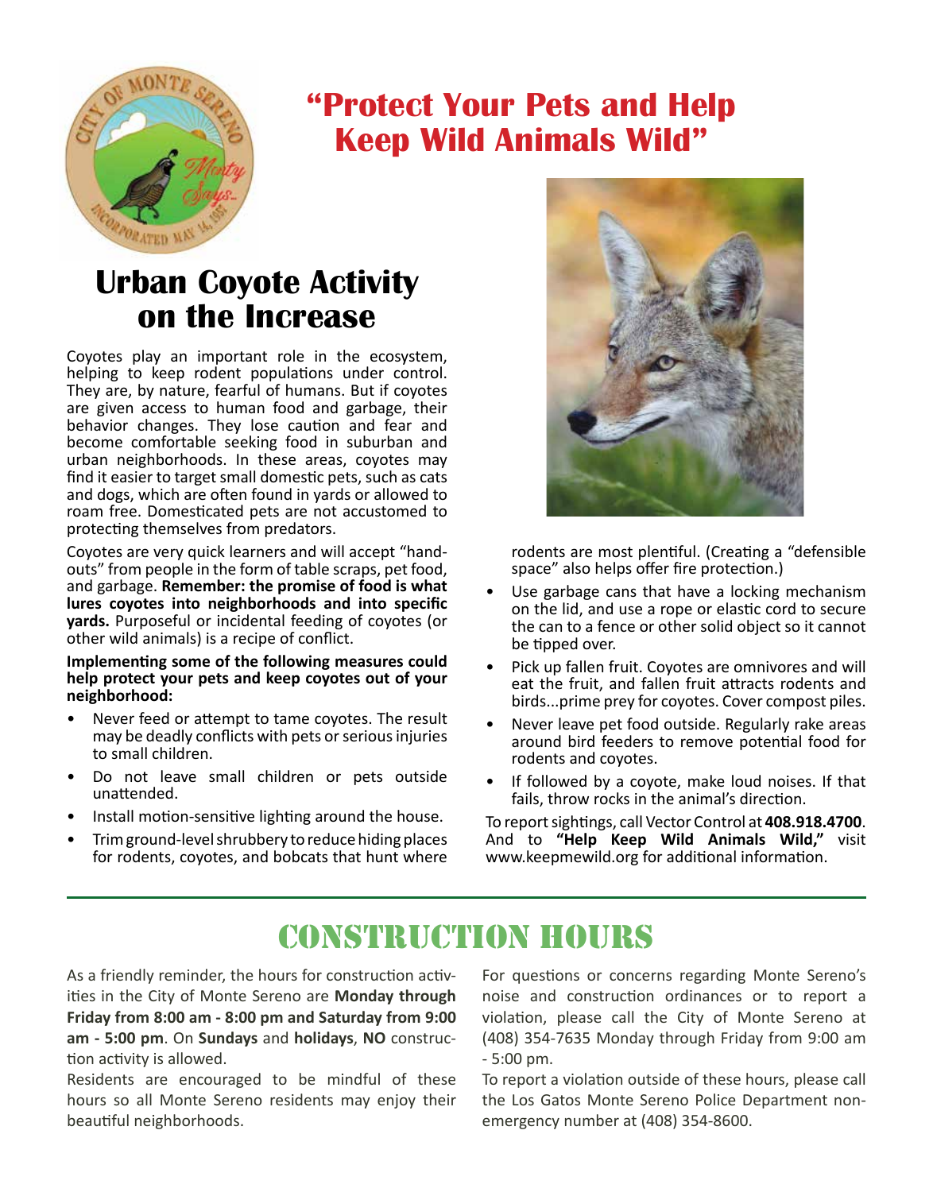# "Protect Your Pets and Help Keep Wild Animals Wild"

## Urban Coyote Activity on the Increase

Coyotes play an important role in the ecosystem, helping to keep rodent populations under control. They are, by nature, fearful of humans. But if coyotes are given access to human food and garbage, their behavior changes. They lose caution and fear and become comfortable seeking food in suburban and urban neighborhoods. In these areas, coyotes may find it easier to target small domestic pets, such as cats and dogs, which are often found in yards or allowed to roam free. Domesticated pets are not accustomed to protecting themselves from predators.

Coyotes are very quick learners and will accept "hand-outs" from people in the form of table scraps, pet food, and garbage. **Remember: the promise of food is what lures coyotes into neighborhoods and into specific yards.** Purposeful or incidental feeding of coyotes (or other wild animals) is a recipe of conflict.

**Implementing some of the following measures could help protect your pets and keep coyotes out of your neighborhood:**

- Never feed or attempt to tame coyotes. The result may be deadly conflicts with pets or serious injuries to small children.
- Do not leave small children or pets outside unattended.
- Install motion-sensitive lighting around the house.
- Trim ground-level shrubbery to reduce hiding places for rodents, coyotes, and bobcats that hunt where rodents are most plentiful. (Creating a "defensible space" also helps offer fire protection.)
- Use garbage cans that have a locking mechanism on the lid, and use a rope or elastic cord to secure the can to a fence or other solid object so it cannot be tipped over.
- Pick up fallen fruit. Coyotes are omnivores and will eat the fruit, and fallen fruit attracts rodents and birds...prime prey for coyotes. Cover compost piles.
- Never leave pet food outside. Regularly rake areas around bird feeders to remove potential food for rodents and coyotes.
- If followed by a coyote, make loud noises. If that fails, throw rocks in the animal's direction.

To report sightings, call Vector Control at **408.918.4700**. And to **"Help Keep Wild Animals Wild,"** visit www.keepmewild.org for additional information.

## Construction Hours

As a friendly reminder, the hours for construction activities in the City of Monte Sereno are **Monday through Friday from 8:00 am - 8:00 pm and Saturday from 9:00 am - 5:00 pm**. On **Sundays** and **holidays**, **NO** construction activity is allowed.

Residents are encouraged to be mindful of these hours so all Monte Sereno residents may enjoy their beautiful neighborhoods.

For questions or concerns regarding Monte Sereno's noise and construction ordinances or to report a violation, please call the City of Monte Sereno at (408) 354-7635 Monday through Friday from 9:00 am - 5:00 pm.

To report a violation outside of these hours, please call the Los Gatos Monte Sereno Police Department non-emergency number at (408) 354-8600.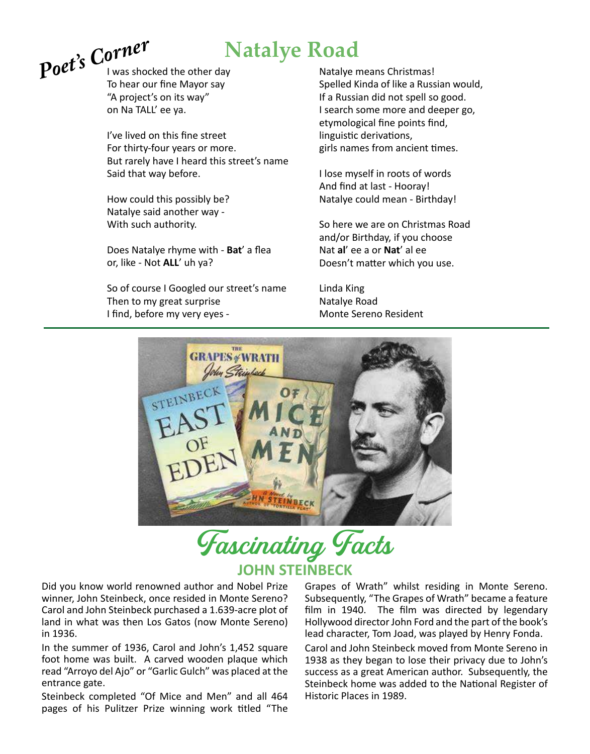*Poet's Corner*

# Natalye Road

I was shocked the other day
To hear our fine Mayor say
"A project's on its way"
on Na TALL' ee ya.

I've lived on this fine street
For thirty-four years or more.
But rarely have I heard this street's name
Said that way before.

How could this possibly be?
Natalye said another way -
With such authority.

Does Natalye rhyme with - **Bat**' a flea
or, like - Not **ALL**' uh ya?

So of course I Googled our street's name
Then to my great surprise
I find, before my very eyes -

Natalye means Christmas!
Spelled Kinda of like a Russian would,
If a Russian did not spell so good.
I search some more and deeper go,
etymological fine points find,
linguistic derivations,
girls names from ancient times.

I lose myself in roots of words
And find at last - Hooray!
Natalye could mean - Birthday!

So here we are on Christmas Road
and/or Birthday, if you choose
Nat **al**' ee a or **Nat**' al ee
Doesn't matter which you use.

Linda King
Natalye Road
Monte Sereno Resident

# *Fascinating Facts*

## JOHN STEINBECK

Did you know world renowned author and Nobel Prize winner, John Steinbeck, once resided in Monte Sereno? Carol and John Steinbeck purchased a 1.639-acre plot of land in what was then Los Gatos (now Monte Sereno) in 1936.

In the summer of 1936, Carol and John's 1,452 square foot home was built. A carved wooden plaque which read "Arroyo del Ajo" or "Garlic Gulch" was placed at the entrance gate.

Steinbeck completed "Of Mice and Men" and all 464 pages of his Pulitzer Prize winning work titled "The Grapes of Wrath" whilst residing in Monte Sereno. Subsequently, "The Grapes of Wrath" became a feature film in 1940. The film was directed by legendary Hollywood director John Ford and the part of the book's lead character, Tom Joad, was played by Henry Fonda.

Carol and John Steinbeck moved from Monte Sereno in 1938 as they began to lose their privacy due to John's success as a great American author. Subsequently, the Steinbeck home was added to the National Register of Historic Places in 1989.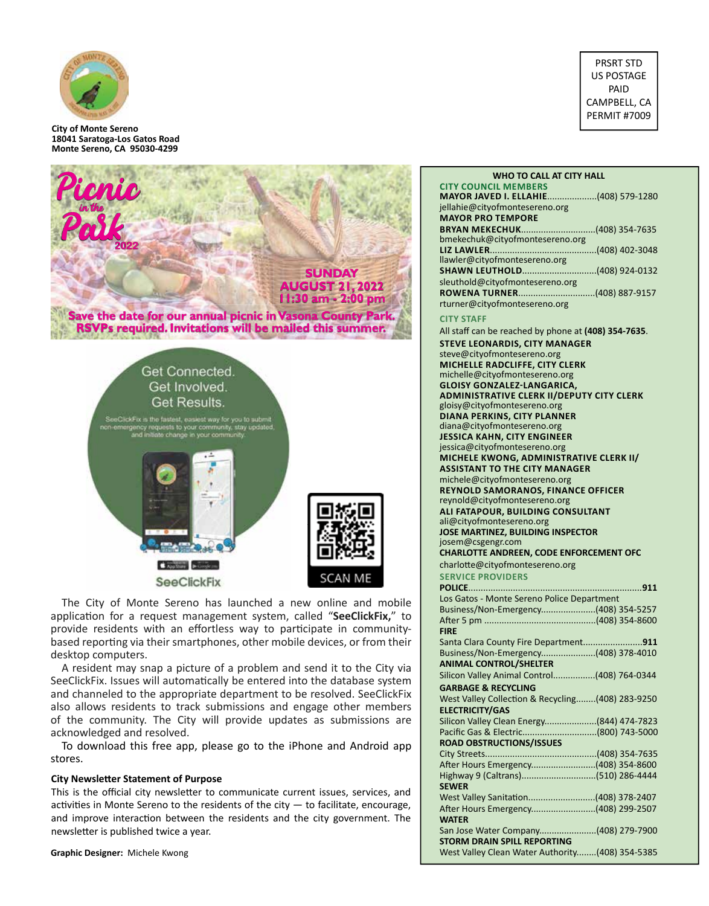City of Monte Sereno
18041 Saratoga-Los Gatos Road
Monte Sereno, CA 95030-4299

PRSRT STD
US POSTAGE
PAID
CAMPBELL, CA
PERMIT #7009

# Picnic in the Park 2022

**SUNDAY**
**AUGUST 21, 2022**
**11:30 am - 2:00 pm**

**Save the date for our annual picnic in Vasona County Park. RSVPs required. Invitations will be mailed this summer.**

Get Connected.
Get Involved.
Get Results.

SeeClickFix is the fastest, easiest way for you to submit non-emergency requests to your community, stay updated, and initiate change in your community.

SeeClickFix

SCAN ME

The City of Monte Sereno has launched a new online and mobile application for a request management system, called "**SeeClickFix,**" to provide residents with an effortless way to participate in community-based reporting via their smartphones, other mobile devices, or from their desktop computers.

A resident may snap a picture of a problem and send it to the City via SeeClickFix. Issues will automatically be entered into the database system and channeled to the appropriate department to be resolved. SeeClickFix also allows residents to track submissions and engage other members of the community. The City will provide updates as submissions are acknowledged and resolved.

To download this free app, please go to the iPhone and Android app stores.

### City Newsletter Statement of Purpose

This is the official city newsletter to communicate current issues, services, and activities in Monte Sereno to the residents of the city — to facilitate, encourage, and improve interaction between the residents and the city government. The newsletter is published twice a year.

**Graphic Designer:** Michele Kwong

## WHO TO CALL AT CITY HALL

### CITY COUNCIL MEMBERS

**MAYOR JAVED I. ELLAHIE**....................(408) 579-1280
jellahie@cityofmontesereno.org

**MAYOR PRO TEMPORE**
**BRYAN MEKECHUK**..............................(408) 354-7635
bmekechuk@cityofmontesereno.org

**LIZ LAWLER**...........................................(408) 402-3048
llawler@cityofmontesereno.org

**SHAWN LEUTHOLD**..............................(408) 924-0132
sleuthold@cityofmontesereno.org

**ROWENA TURNER**...............................(408) 887-9157
rturner@cityofmontesereno.org

### CITY STAFF

All staff can be reached by phone at **(408) 354-7635**.

**STEVE LEONARDIS, CITY MANAGER**
steve@cityofmontesereno.org

**MICHELLE RADCLIFFE, CITY CLERK**
michelle@cityofmontesereno.org

**GLOISY GONZALEZ-LANGARICA, ADMINISTRATIVE CLERK II/DEPUTY CITY CLERK**
gloisy@cityofmontesereno.org

**DIANA PERKINS, CITY PLANNER**
diana@cityofmontesereno.org

**JESSICA KAHN, CITY ENGINEER**
jessica@cityofmontesereno.org

**MICHELE KWONG, ADMINISTRATIVE CLERK II/ ASSISTANT TO THE CITY MANAGER**
michele@cityofmontesereno.org

**REYNOLD SAMORANOS, FINANCE OFFICER**
reynold@cityofmontesereno.org

**ALI FATAPOUR, BUILDING CONSULTANT**
ali@cityofmontesereno.org

**JOSE MARTINEZ, BUILDING INSPECTOR**
josem@csgengr.com

**CHARLOTTE ANDREEN, CODE ENFORCEMENT OFC**
charlotte@cityofmontesereno.org

### SERVICE PROVIDERS

**POLICE**......................................................................**911**
Los Gatos - Monte Sereno Police Department
Business/Non-Emergency......................(408) 354-5257
After 5 pm ............................................(408) 354-8600

**FIRE**
Santa Clara County Fire Department........................**911**
Business/Non-Emergency......................(408) 378-4010

**ANIMAL CONTROL/SHELTER**
Silicon Valley Animal Control.................(408) 764-0344

**GARBAGE & RECYCLING**
West Valley Collection & Recycling........(408) 283-9250

**ELECTRICITY/GAS**
Silicon Valley Clean Energy.....................(844) 474-7823
Pacific Gas & Electric..............................(800) 743-5000

**ROAD OBSTRUCTIONS/ISSUES**
City Streets............................................(408) 354-7635
After Hours Emergency..........................(408) 354-8600
Highway 9 (Caltrans)..............................(510) 286-4444

**SEWER**
West Valley Sanitation...........................(408) 378-2407
After Hours Emergency..........................(408) 299-2507

**WATER**
San Jose Water Company.......................(408) 279-7900

**STORM DRAIN SPILL REPORTING**
West Valley Clean Water Authority........(408) 354-5385